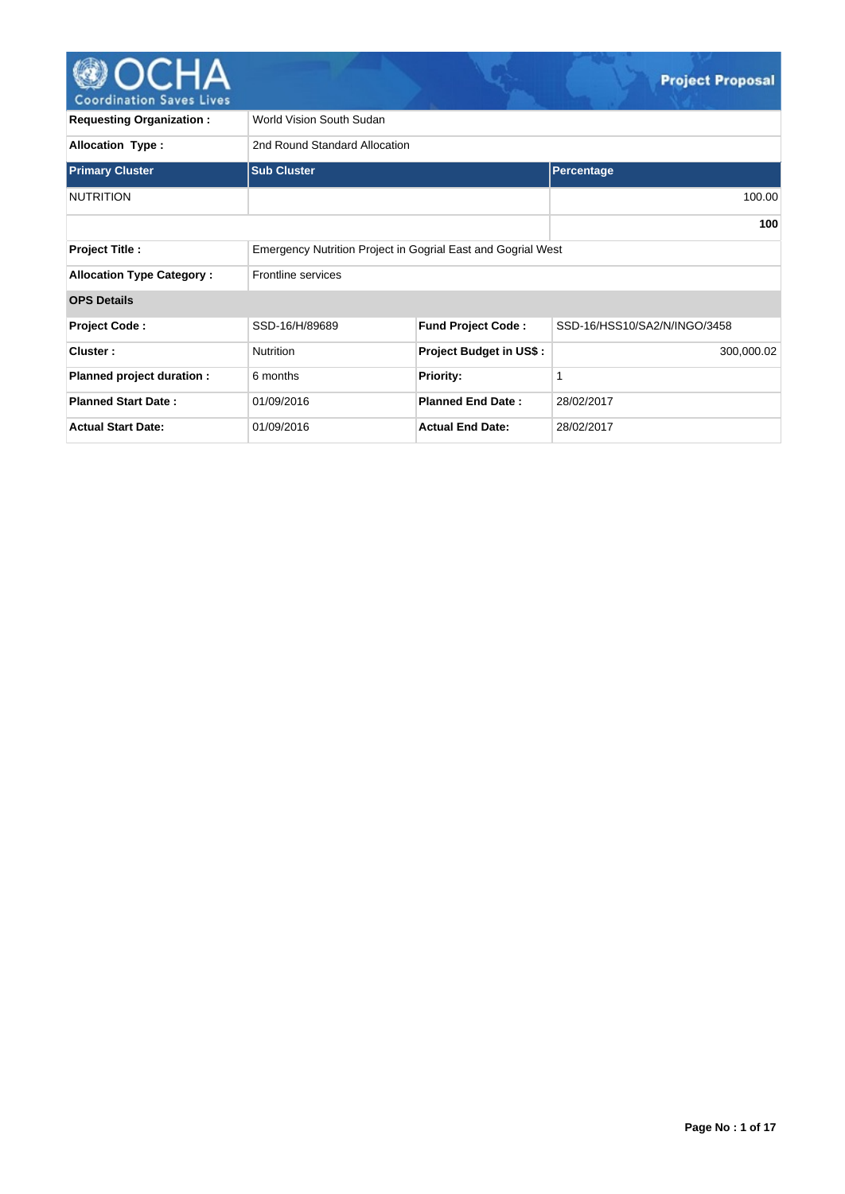# Project Proposal

| Requesting Organization : | World Vision South Sudan | | |
|---|---|---|---|
| Allocation Type : | 2nd Round Standard Allocation | | |

| Primary Cluster | Sub Cluster | Percentage |
|---|---|---|
| NUTRITION | | 100.00 |
| | | **100** |

| Project Title : | Emergency Nutrition Project in Gogrial East and Gogrial West |
|---|---|
| Allocation Type Category : | Frontline services |

**OPS Details**

| Project Code : | SSD-16/H/89689 | Fund Project Code : | SSD-16/HSS10/SA2/N/INGO/3458 |
|---|---|---|---|
| Cluster : | Nutrition | Project Budget in US$ : | 300,000.02 |
| Planned project duration : | 6 months | Priority: | 1 |
| Planned Start Date : | 01/09/2016 | Planned End Date : | 28/02/2017 |
| Actual Start Date: | 01/09/2016 | Actual End Date: | 28/02/2017 |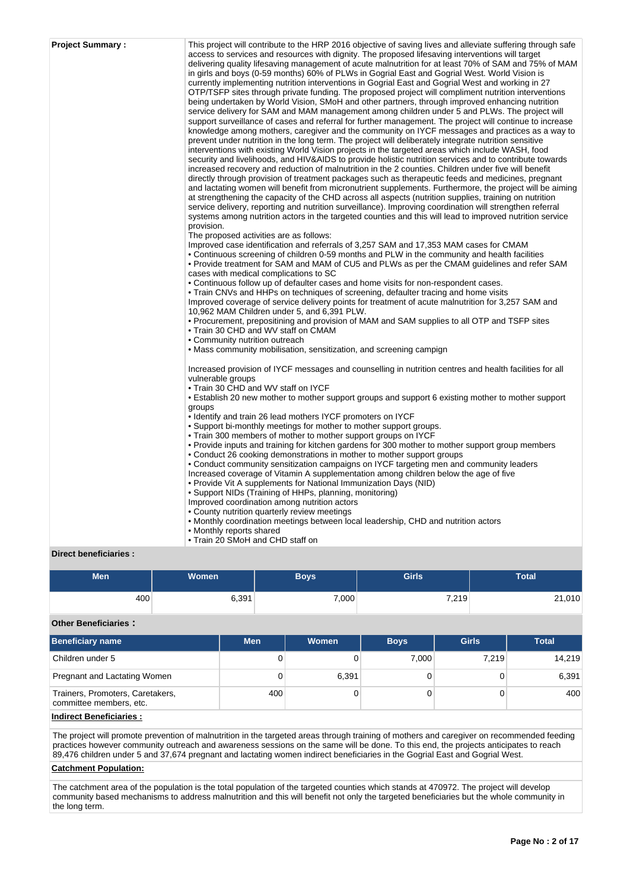**Project Summary :**

This project will contribute to the HRP 2016 objective of saving lives and alleviate suffering through safe access to services and resources with dignity. The proposed lifesaving interventions will target delivering quality lifesaving management of acute malnutrition for at least 70% of SAM and 75% of MAM in girls and boys (0-59 months) 60% of PLWs in Gogrial East and Gogrial West. World Vision is currently implementing nutrition interventions in Gogrial East and Gogrial West and working in 27 OTP/TSFP sites through private funding. The proposed project will compliment nutrition interventions being undertaken by World Vision, SMoH and other partners, through improved enhancing nutrition service delivery for SAM and MAM management among children under 5 and PLWs. The project will support surveillance of cases and referral for further management. The project will continue to increase knowledge among mothers, caregiver and the community on IYCF messages and practices as a way to prevent under nutrition in the long term. The project will deliberately integrate nutrition sensitive interventions with existing World Vision projects in the targeted areas which include WASH, food security and livelihoods, and HIV&AIDS to provide holistic nutrition services and to contribute towards increased recovery and reduction of malnutrition in the 2 counties. Children under five will benefit directly through provision of treatment packages such as therapeutic feeds and medicines, pregnant and lactating women will benefit from micronutrient supplements. Furthermore, the project will be aiming at strengthening the capacity of the CHD across all aspects (nutrition supplies, training on nutrition service delivery, reporting and nutrition surveillance). Improving coordination will strengthen referral systems among nutrition actors in the targeted counties and this will lead to improved nutrition service provision.

The proposed activities are as follows:

Improved case identification and referrals of 3,257 SAM and 17,353 MAM cases for CMAM

- Continuous screening of children 0-59 months and PLW in the community and health facilities
- Provide treatment for SAM and MAM of CU5 and PLWs as per the CMAM guidelines and refer SAM cases with medical complications to SC
- Continuous follow up of defaulter cases and home visits for non-respondent cases.
- Train CNVs and HHPs on techniques of screening, defaulter tracing and home visits

Improved coverage of service delivery points for treatment of acute malnutrition for 3,257 SAM and 10,962 MAM Children under 5, and 6,391 PLW.

- Procurement, prepositining and provision of MAM and SAM supplies to all OTP and TSFP sites
- Train 30 CHD and WV staff on CMAM
- Community nutrition outreach
- Mass community mobilisation, sensitization, and screening campign

Increased provision of IYCF messages and counselling in nutrition centres and health facilities for all vulnerable groups

- Train 30 CHD and WV staff on IYCF
- Establish 20 new mother to mother support groups and support 6 existing mother to mother support groups
- Identify and train 26 lead mothers IYCF promoters on IYCF
- Support bi-monthly meetings for mother to mother support groups.
- Train 300 members of mother to mother support groups on IYCF
- Provide inputs and training for kitchen gardens for 300 mother to mother support group members
- Conduct 26 cooking demonstrations in mother to mother support groups
- Conduct community sensitization campaigns on IYCF targeting men and community leaders

Increased coverage of Vitamin A supplementation among children below the age of five

- Provide Vit A supplements for National Immunization Days (NID)
- Support NIDs (Training of HHPs, planning, monitoring)

Improved coordination among nutrition actors

- County nutrition quarterly review meetings
- Monthly coordination meetings between local leadership, CHD and nutrition actors
- Monthly reports shared
- Train 20 SMoH and CHD staff on

**Direct beneficiaries :**

| Men | Women | Boys | Girls | Total |
|---|---|---|---|---|
| 400 | 6,391 | 7,000 | 7,219 | 21,010 |

**Other Beneficiaries :**

| Beneficiary name | Men | Women | Boys | Girls | Total |
|---|---|---|---|---|---|
| Children under 5 | 0 | 0 | 7,000 | 7,219 | 14,219 |
| Pregnant and Lactating Women | 0 | 6,391 | 0 | 0 | 6,391 |
| Trainers, Promoters, Caretakers, committee members, etc. | 400 | 0 | 0 | 0 | 400 |

**Indirect Beneficiaries :**

The project will promote prevention of malnutrition in the targeted areas through training of mothers and caregiver on recommended feeding practices however community outreach and awareness sessions on the same will be done. To this end, the projects anticipates to reach 89,476 children under 5 and 37,674 pregnant and lactating women indirect beneficiaries in the Gogrial East and Gogrial West.

**Catchment Population:**

The catchment area of the population is the total population of the targeted counties which stands at 470972. The project will develop community based mechanisms to address malnutrition and this will benefit not only the targeted beneficiaries but the whole community in the long term.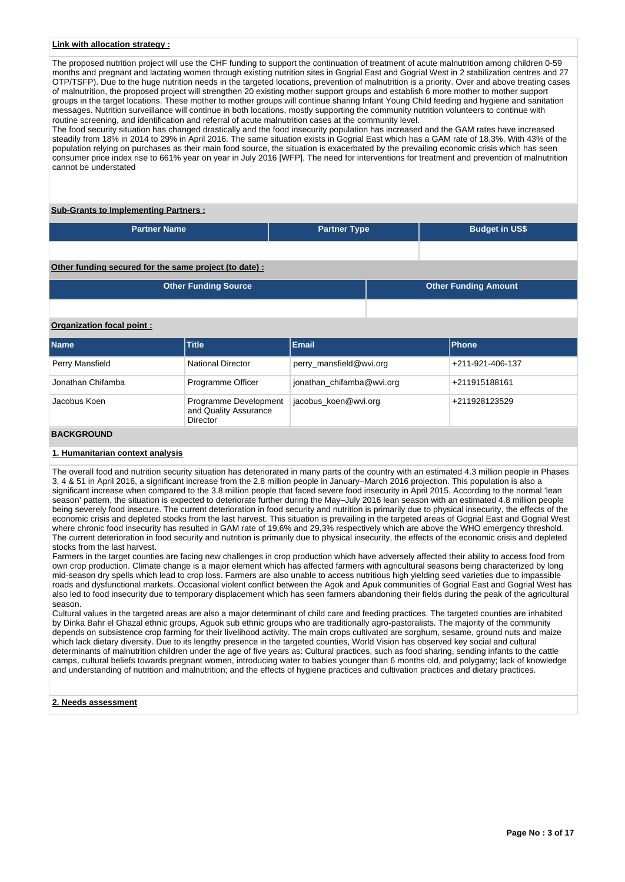**Link with allocation strategy :**

The proposed nutrition project will use the CHF funding to support the continuation of treatment of acute malnutrition among children 0-59 months and pregnant and lactating women through existing nutrition sites in Gogrial East and Gogrial West in 2 stabilization centres and 27 OTP/TSFP). Due to the huge nutrition needs in the targeted locations, prevention of malnutrition is a priority. Over and above treating cases of malnutrition, the proposed project will strengthen 20 existing mother support groups and establish 6 more mother to mother support groups in the target locations. These mother to mother groups will continue sharing Infant Young Child feeding and hygiene and sanitation messages. Nutrition surveillance will continue in both locations, mostly supporting the community nutrition volunteers to continue with routine screening, and identification and referral of acute malnutrition cases at the community level.
The food security situation has changed drastically and the food insecurity population has increased and the GAM rates have increased steadily from 18% in 2014 to 29% in April 2016. The same situation exists in Gogrial East which has a GAM rate of 18,3%. With 43% of the population relying on purchases as their main food source, the situation is exacerbated by the prevailing economic crisis which has seen consumer price index rise to 661% year on year in July 2016 [WFP]. The need for interventions for treatment and prevention of malnutrition cannot be understated

**Sub-Grants to Implementing Partners :**

| Partner Name | Partner Type | Budget in US$ |
|---|---|---|
| | | |

**Other funding secured for the same project (to date) :**

| Other Funding Source | Other Funding Amount |
|---|---|
| | |

**Organization focal point :**

| Name | Title | Email | Phone |
|---|---|---|---|
| Perry Mansfield | National Director | perry_mansfield@wvi.org | +211-921-406-137 |
| Jonathan Chifamba | Programme Officer | jonathan_chifamba@wvi.org | +211915188161 |
| Jacobus Koen | Programme Development and Quality Assurance Director | jacobus_koen@wvi.org | +211928123529 |

## BACKGROUND

**1. Humanitarian context analysis**

The overall food and nutrition security situation has deteriorated in many parts of the country with an estimated 4.3 million people in Phases 3, 4 & 51 in April 2016, a significant increase from the 2.8 million people in January–March 2016 projection. This population is also a significant increase when compared to the 3.8 million people that faced severe food insecurity in April 2015. According to the normal 'lean season' pattern, the situation is expected to deteriorate further during the May–July 2016 lean season with an estimated 4.8 million people being severely food insecure. The current deterioration in food security and nutrition is primarily due to physical insecurity, the effects of the economic crisis and depleted stocks from the last harvest. This situation is prevailing in the targeted areas of Gogrial East and Gogrial West where chronic food insecurity has resulted in GAM rate of 19,6% and 29,3% respectively which are above the WHO emergency threshold. The current deterioration in food security and nutrition is primarily due to physical insecurity, the effects of the economic crisis and depleted stocks from the last harvest.
Farmers in the target counties are facing new challenges in crop production which have adversely affected their ability to access food from own crop production. Climate change is a major element which has affected farmers with agricultural seasons being characterized by long mid-season dry spells which lead to crop loss. Farmers are also unable to access nutritious high yielding seed varieties due to impassible roads and dysfunctional markets. Occasional violent conflict between the Agok and Apuk communities of Gogrial East and Gogrial West has also led to food insecurity due to temporary displacement which has seen farmers abandoning their fields during the peak of the agricultural season.
Cultural values in the targeted areas are also a major determinant of child care and feeding practices. The targeted counties are inhabited by Dinka Bahr el Ghazal ethnic groups, Aguok sub ethnic groups who are traditionally agro-pastoralists. The majority of the community depends on subsistence crop farming for their livelihood activity. The main crops cultivated are sorghum, sesame, ground nuts and maize which lack dietary diversity. Due to its lengthy presence in the targeted counties, World Vision has observed key social and cultural determinants of malnutrition children under the age of five years as: Cultural practices, such as food sharing, sending infants to the cattle camps, cultural beliefs towards pregnant women, introducing water to babies younger than 6 months old, and polygamy; lack of knowledge and understanding of nutrition and malnutrition; and the effects of hygiene practices and cultivation practices and dietary practices.

**2. Needs assessment**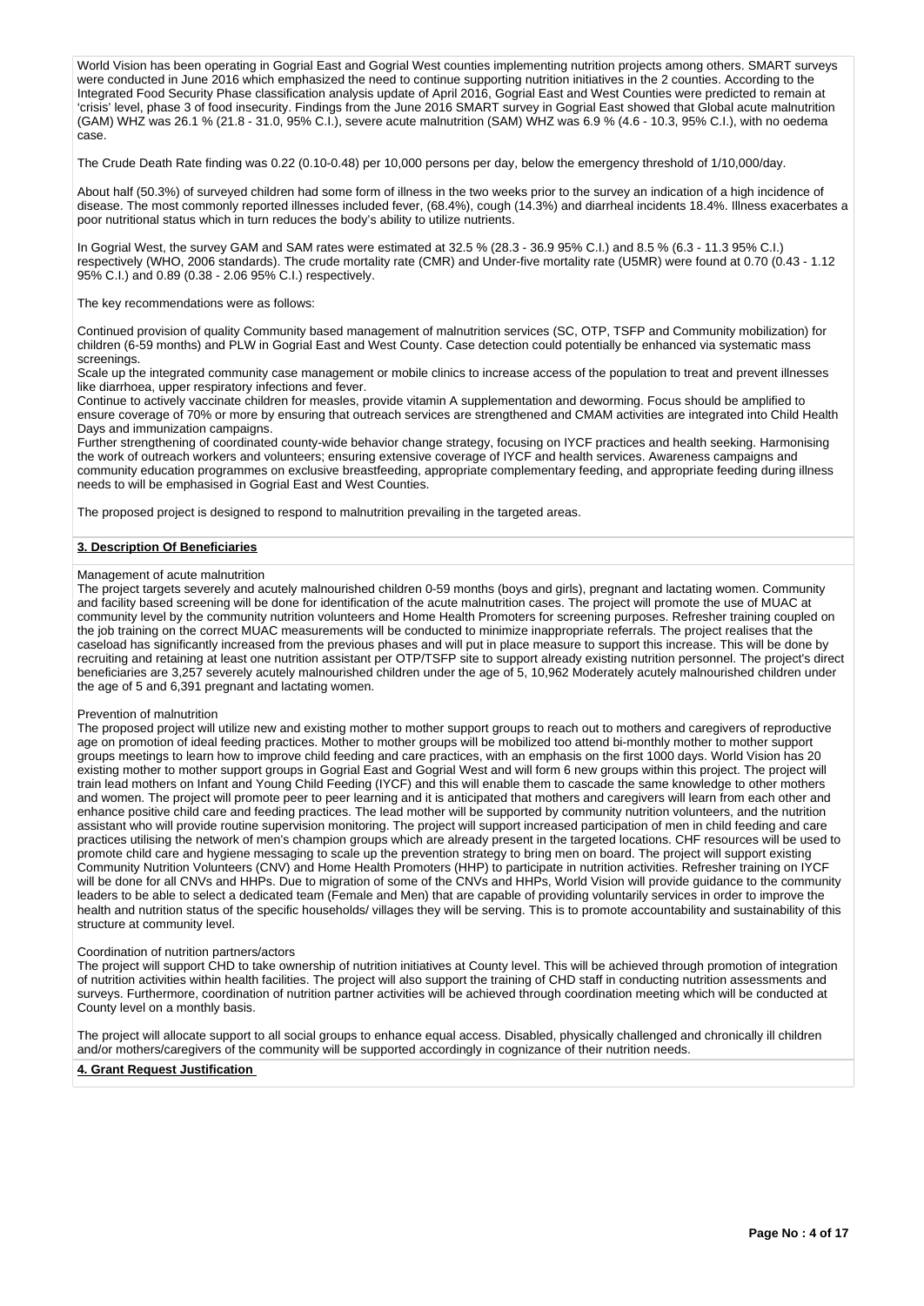World Vision has been operating in Gogrial East and Gogrial West counties implementing nutrition projects among others. SMART surveys were conducted in June 2016 which emphasized the need to continue supporting nutrition initiatives in the 2 counties. According to the Integrated Food Security Phase classification analysis update of April 2016, Gogrial East and West Counties were predicted to remain at 'crisis' level, phase 3 of food insecurity. Findings from the June 2016 SMART survey in Gogrial East showed that Global acute malnutrition (GAM) WHZ was 26.1 % (21.8 - 31.0, 95% C.I.), severe acute malnutrition (SAM) WHZ was 6.9 % (4.6 - 10.3, 95% C.I.), with no oedema case.

The Crude Death Rate finding was 0.22 (0.10-0.48) per 10,000 persons per day, below the emergency threshold of 1/10,000/day.

About half (50.3%) of surveyed children had some form of illness in the two weeks prior to the survey an indication of a high incidence of disease. The most commonly reported illnesses included fever, (68.4%), cough (14.3%) and diarrheal incidents 18.4%. Illness exacerbates a poor nutritional status which in turn reduces the body's ability to utilize nutrients.

In Gogrial West, the survey GAM and SAM rates were estimated at 32.5 % (28.3 - 36.9 95% C.I.) and 8.5 % (6.3 - 11.3 95% C.I.) respectively (WHO, 2006 standards). The crude mortality rate (CMR) and Under-five mortality rate (U5MR) were found at 0.70 (0.43 - 1.12 95% C.I.) and 0.89 (0.38 - 2.06 95% C.I.) respectively.

The key recommendations were as follows:

Continued provision of quality Community based management of malnutrition services (SC, OTP, TSFP and Community mobilization) for children (6-59 months) and PLW in Gogrial East and West County. Case detection could potentially be enhanced via systematic mass screenings.
Scale up the integrated community case management or mobile clinics to increase access of the population to treat and prevent illnesses like diarrhoea, upper respiratory infections and fever.
Continue to actively vaccinate children for measles, provide vitamin A supplementation and deworming. Focus should be amplified to ensure coverage of 70% or more by ensuring that outreach services are strengthened and CMAM activities are integrated into Child Health Days and immunization campaigns.
Further strengthening of coordinated county-wide behavior change strategy, focusing on IYCF practices and health seeking. Harmonising the work of outreach workers and volunteers; ensuring extensive coverage of IYCF and health services. Awareness campaigns and community education programmes on exclusive breastfeeding, appropriate complementary feeding, and appropriate feeding during illness needs to will be emphasised in Gogrial East and West Counties.

The proposed project is designed to respond to malnutrition prevailing in the targeted areas.

## 3. Description Of Beneficiaries

Management of acute malnutrition
The project targets severely and acutely malnourished children 0-59 months (boys and girls), pregnant and lactating women. Community and facility based screening will be done for identification of the acute malnutrition cases. The project will promote the use of MUAC at community level by the community nutrition volunteers and Home Health Promoters for screening purposes. Refresher training coupled on the job training on the correct MUAC measurements will be conducted to minimize inappropriate referrals. The project realises that the caseload has significantly increased from the previous phases and will put in place measure to support this increase. This will be done by recruiting and retaining at least one nutrition assistant per OTP/TSFP site to support already existing nutrition personnel. The project's direct beneficiaries are 3,257 severely acutely malnourished children under the age of 5, 10,962 Moderately acutely malnourished children under the age of 5 and 6,391 pregnant and lactating women.

Prevention of malnutrition
The proposed project will utilize new and existing mother to mother support groups to reach out to mothers and caregivers of reproductive age on promotion of ideal feeding practices. Mother to mother groups will be mobilized too attend bi-monthly mother to mother support groups meetings to learn how to improve child feeding and care practices, with an emphasis on the first 1000 days. World Vision has 20 existing mother to mother support groups in Gogrial East and Gogrial West and will form 6 new groups within this project. The project will train lead mothers on Infant and Young Child Feeding (IYCF) and this will enable them to cascade the same knowledge to other mothers and women. The project will promote peer to peer learning and it is anticipated that mothers and caregivers will learn from each other and enhance positive child care and feeding practices. The lead mother will be supported by community nutrition volunteers, and the nutrition assistant who will provide routine supervision monitoring. The project will support increased participation of men in child feeding and care practices utilising the network of men's champion groups which are already present in the targeted locations. CHF resources will be used to promote child care and hygiene messaging to scale up the prevention strategy to bring men on board. The project will support existing Community Nutrition Volunteers (CNV) and Home Health Promoters (HHP) to participate in nutrition activities. Refresher training on IYCF will be done for all CNVs and HHPs. Due to migration of some of the CNVs and HHPs, World Vision will provide guidance to the community leaders to be able to select a dedicated team (Female and Men) that are capable of providing voluntarily services in order to improve the health and nutrition status of the specific households/ villages they will be serving. This is to promote accountability and sustainability of this structure at community level.

Coordination of nutrition partners/actors
The project will support CHD to take ownership of nutrition initiatives at County level. This will be achieved through promotion of integration of nutrition activities within health facilities. The project will also support the training of CHD staff in conducting nutrition assessments and surveys. Furthermore, coordination of nutrition partner activities will be achieved through coordination meeting which will be conducted at County level on a monthly basis.

The project will allocate support to all social groups to enhance equal access. Disabled, physically challenged and chronically ill children and/or mothers/caregivers of the community will be supported accordingly in cognizance of their nutrition needs.

## 4. Grant Request Justification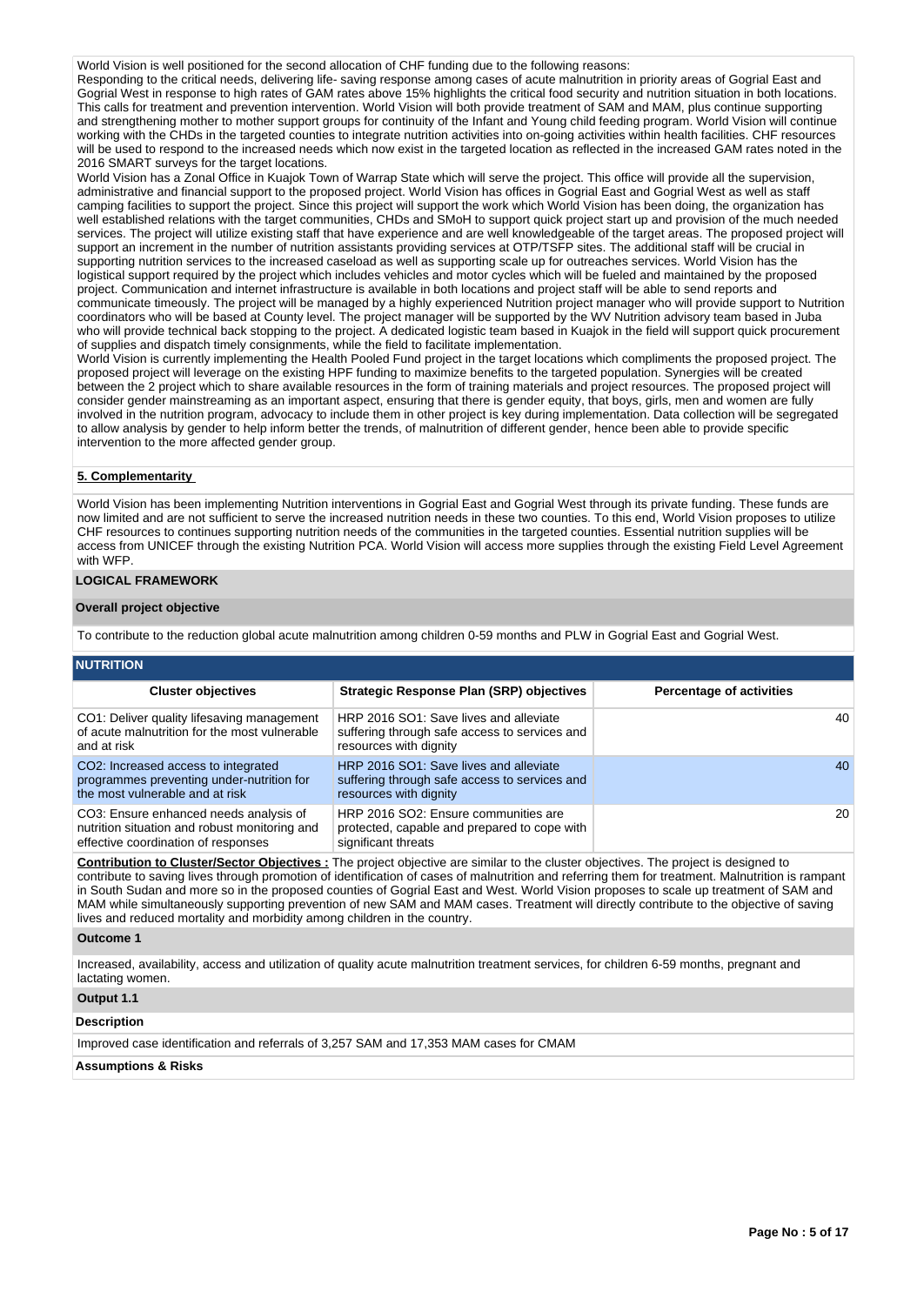World Vision is well positioned for the second allocation of CHF funding due to the following reasons:
Responding to the critical needs, delivering life- saving response among cases of acute malnutrition in priority areas of Gogrial East and Gogrial West in response to high rates of GAM rates above 15% highlights the critical food security and nutrition situation in both locations. This calls for treatment and prevention intervention. World Vision will both provide treatment of SAM and MAM, plus continue supporting and strengthening mother to mother support groups for continuity of the Infant and Young child feeding program. World Vision will continue working with the CHDs in the targeted counties to integrate nutrition activities into on-going activities within health facilities. CHF resources will be used to respond to the increased needs which now exist in the targeted location as reflected in the increased GAM rates noted in the 2016 SMART surveys for the target locations.
World Vision has a Zonal Office in Kuajok Town of Warrap State which will serve the project. This office will provide all the supervision, administrative and financial support to the proposed project. World Vision has offices in Gogrial East and Gogrial West as well as staff camping facilities to support the project. Since this project will support the work which World Vision has been doing, the organization has well established relations with the target communities, CHDs and SMoH to support quick project start up and provision of the much needed services. The project will utilize existing staff that have experience and are well knowledgeable of the target areas. The proposed project will support an increment in the number of nutrition assistants providing services at OTP/TSFP sites. The additional staff will be crucial in supporting nutrition services to the increased caseload as well as supporting scale up for outreaches services. World Vision has the logistical support required by the project which includes vehicles and motor cycles which will be fueled and maintained by the proposed project. Communication and internet infrastructure is available in both locations and project staff will be able to send reports and communicate timeously. The project will be managed by a highly experienced Nutrition project manager who will provide support to Nutrition coordinators who will be based at County level. The project manager will be supported by the WV Nutrition advisory team based in Juba who will provide technical back stopping to the project. A dedicated logistic team based in Kuajok in the field will support quick procurement of supplies and dispatch timely consignments, while the field to facilitate implementation.
World Vision is currently implementing the Health Pooled Fund project in the target locations which compliments the proposed project. The proposed project will leverage on the existing HPF funding to maximize benefits to the targeted population. Synergies will be created between the 2 project which to share available resources in the form of training materials and project resources. The proposed project will consider gender mainstreaming as an important aspect, ensuring that there is gender equity, that boys, girls, men and women are fully involved in the nutrition program, advocacy to include them in other project is key during implementation. Data collection will be segregated to allow analysis by gender to help inform better the trends, of malnutrition of different gender, hence been able to provide specific intervention to the more affected gender group.

**5. Complementarity**

World Vision has been implementing Nutrition interventions in Gogrial East and Gogrial West through its private funding. These funds are now limited and are not sufficient to serve the increased nutrition needs in these two counties. To this end, World Vision proposes to utilize CHF resources to continues supporting nutrition needs of the communities in the targeted counties. Essential nutrition supplies will be access from UNICEF through the existing Nutrition PCA. World Vision will access more supplies through the existing Field Level Agreement with WFP.

## LOGICAL FRAMEWORK

### Overall project objective

To contribute to the reduction global acute malnutrition among children 0-59 months and PLW in Gogrial East and Gogrial West.

### NUTRITION

| Cluster objectives | Strategic Response Plan (SRP) objectives | Percentage of activities |
|---|---|---|
| CO1: Deliver quality lifesaving management of acute malnutrition for the most vulnerable and at risk | HRP 2016 SO1: Save lives and alleviate suffering through safe access to services and resources with dignity | 40 |
| CO2: Increased access to integrated programmes preventing under-nutrition for the most vulnerable and at risk | HRP 2016 SO1: Save lives and alleviate suffering through safe access to services and resources with dignity | 40 |
| CO3: Ensure enhanced needs analysis of nutrition situation and robust monitoring and effective coordination of responses | HRP 2016 SO2: Ensure communities are protected, capable and prepared to cope with significant threats | 20 |

**Contribution to Cluster/Sector Objectives :** The project objective are similar to the cluster objectives. The project is designed to contribute to saving lives through promotion of identification of cases of malnutrition and referring them for treatment. Malnutrition is rampant in South Sudan and more so in the proposed counties of Gogrial East and West. World Vision proposes to scale up treatment of SAM and MAM while simultaneously supporting prevention of new SAM and MAM cases. Treatment will directly contribute to the objective of saving lives and reduced mortality and morbidity among children in the country.

### Outcome 1

Increased, availability, access and utilization of quality acute malnutrition treatment services, for children 6-59 months, pregnant and lactating women.

### Output 1.1

**Description**

Improved case identification and referrals of 3,257 SAM and 17,353 MAM cases for CMAM

**Assumptions & Risks**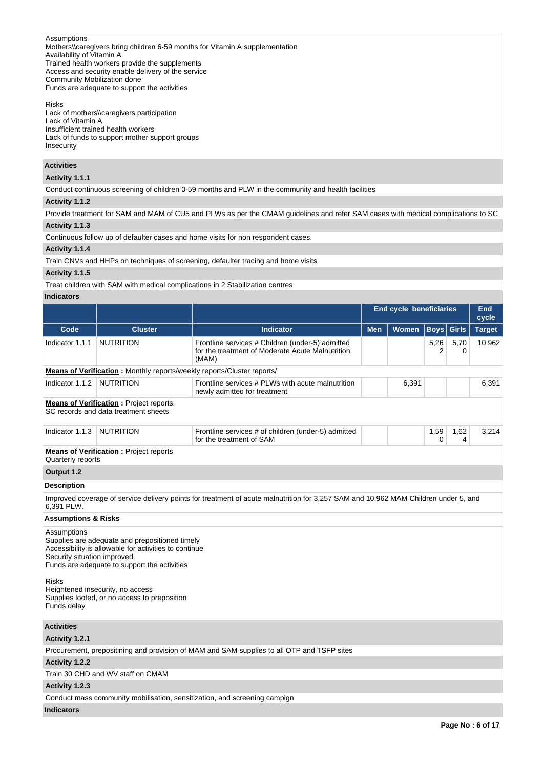Assumptions
Mothers\\caregivers bring children 6-59 months for Vitamin A supplementation
Availability of Vitamin A
Trained health workers provide the supplements
Access and security enable delivery of the service
Community Mobilization done
Funds are adequate to support the activities

Risks
Lack of mothers\\caregivers participation
Lack of Vitamin A
Insufficient trained health workers
Lack of funds to support mother support groups
Insecurity

**Activities**

**Activity 1.1.1**

Conduct continuous screening of children 0-59 months and PLW in the community and health facilities

**Activity 1.1.2**

Provide treatment for SAM and MAM of CU5 and PLWs as per the CMAM guidelines and refer SAM cases with medical complications to SC

**Activity 1.1.3**

Continuous follow up of defaulter cases and home visits for non respondent cases.

**Activity 1.1.4**

Train CNVs and HHPs on techniques of screening, defaulter tracing and home visits

**Activity 1.1.5**

Treat children with SAM with medical complications in 2 Stabilization centres

**Indicators**

| | | | End cycle beneficiaries | | | | End cycle |
|---|---|---|---|---|---|---|---|
| **Code** | **Cluster** | **Indicator** | **Men** | **Women** | **Boys** | **Girls** | **Target** |
| Indicator 1.1.1 | NUTRITION | Frontline services # Children (under-5) admitted for the treatment of Moderate Acute Malnutrition (MAM) | | | 5,262 | 5,700 | 10,962 |
| **Means of Verification** : Monthly reports/weekly reports/Cluster reports/ | | | | | | | |
| Indicator 1.1.2 | NUTRITION | Frontline services # PLWs with acute malnutrition newly admitted for treatment | | 6,391 | | | 6,391 |
| **Means of Verification** : Project reports, SC records and data treatment sheets | | | | | | | |
| Indicator 1.1.3 | NUTRITION | Frontline services # of children (under-5) admitted for the treatment of SAM | | | 1,590 | 1,624 | 3,214 |
| **Means of Verification** : Project reports Quarterly reports | | | | | | | |

**Output 1.2**

**Description**

Improved coverage of service delivery points for treatment of acute malnutrition for 3,257 SAM and 10,962 MAM Children under 5, and 6,391 PLW.

**Assumptions & Risks**

Assumptions
Supplies are adequate and prepositioned timely
Accessibility is allowable for activities to continue
Security situation improved
Funds are adequate to support the activities

Risks
Heightened insecurity, no access
Supplies looted, or no access to preposition
Funds delay

**Activities**

**Activity 1.2.1**

Procurement, prepositining and provision of MAM and SAM supplies to all OTP and TSFP sites

**Activity 1.2.2**

Train 30 CHD and WV staff on CMAM

**Activity 1.2.3**

Conduct mass community mobilisation, sensitization, and screening campign

**Indicators**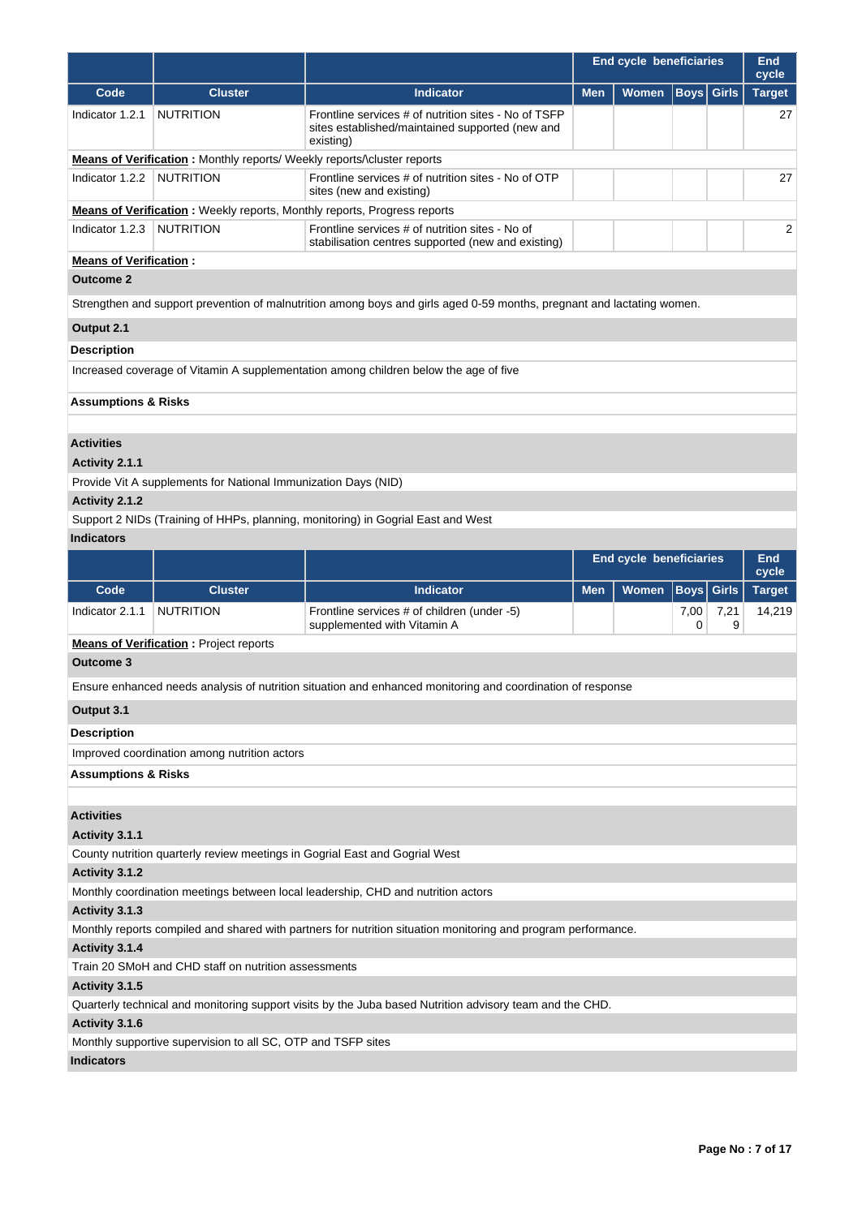| Code | Cluster | Indicator | End cycle beneficiaries | | | | End cycle |
|---|---|---|---|---|---|---|---|
| | | | Men | Women | Boys | Girls | Target |
| Indicator 1.2.1 | NUTRITION | Frontline services # of nutrition sites - No of TSFP sites established/maintained supported (new and existing) | | | | | 27 |

**Means of Verification :** Monthly reports/ Weekly reports/\cluster reports

| Code | Cluster | Indicator | Men | Women | Boys | Girls | Target |
|---|---|---|---|---|---|---|---|
| Indicator 1.2.2 | NUTRITION | Frontline services # of nutrition sites - No of OTP sites (new and existing) | | | | | 27 |

**Means of Verification :** Weekly reports, Monthly reports, Progress reports

| Code | Cluster | Indicator | Men | Women | Boys | Girls | Target |
|---|---|---|---|---|---|---|---|
| Indicator 1.2.3 | NUTRITION | Frontline services # of nutrition sites - No of stabilisation centres supported (new and existing) | | | | | 2 |

**Means of Verification :**

**Outcome 2**

Strengthen and support prevention of malnutrition among boys and girls aged 0-59 months, pregnant and lactating women.

**Output 2.1**

**Description**

Increased coverage of Vitamin A supplementation among children below the age of five

**Assumptions & Risks**

**Activities**

**Activity 2.1.1**

Provide Vit A supplements for National Immunization Days (NID)

**Activity 2.1.2**

Support 2 NIDs (Training of HHPs, planning, monitoring) in Gogrial East and West

**Indicators**

| Code | Cluster | Indicator | End cycle beneficiaries | | | | End cycle |
|---|---|---|---|---|---|---|---|
| | | | Men | Women | Boys | Girls | Target |
| Indicator 2.1.1 | NUTRITION | Frontline services # of children (under -5) supplemented with Vitamin A | | | 7,000 | 7,219 | 14,219 |

**Means of Verification :** Project reports

**Outcome 3**

Ensure enhanced needs analysis of nutrition situation and enhanced monitoring and coordination of response

**Output 3.1**

**Description**

Improved coordination among nutrition actors

**Assumptions & Risks**

**Activities**

**Activity 3.1.1**

County nutrition quarterly review meetings in Gogrial East and Gogrial West

**Activity 3.1.2**

Monthly coordination meetings between local leadership, CHD and nutrition actors

**Activity 3.1.3**

Monthly reports compiled and shared with partners for nutrition situation monitoring and program performance.

**Activity 3.1.4**

Train 20 SMoH and CHD staff on nutrition assessments

**Activity 3.1.5**

Quarterly technical and monitoring support visits by the Juba based Nutrition advisory team and the CHD.

**Activity 3.1.6**

Monthly supportive supervision to all SC, OTP and TSFP sites

**Indicators**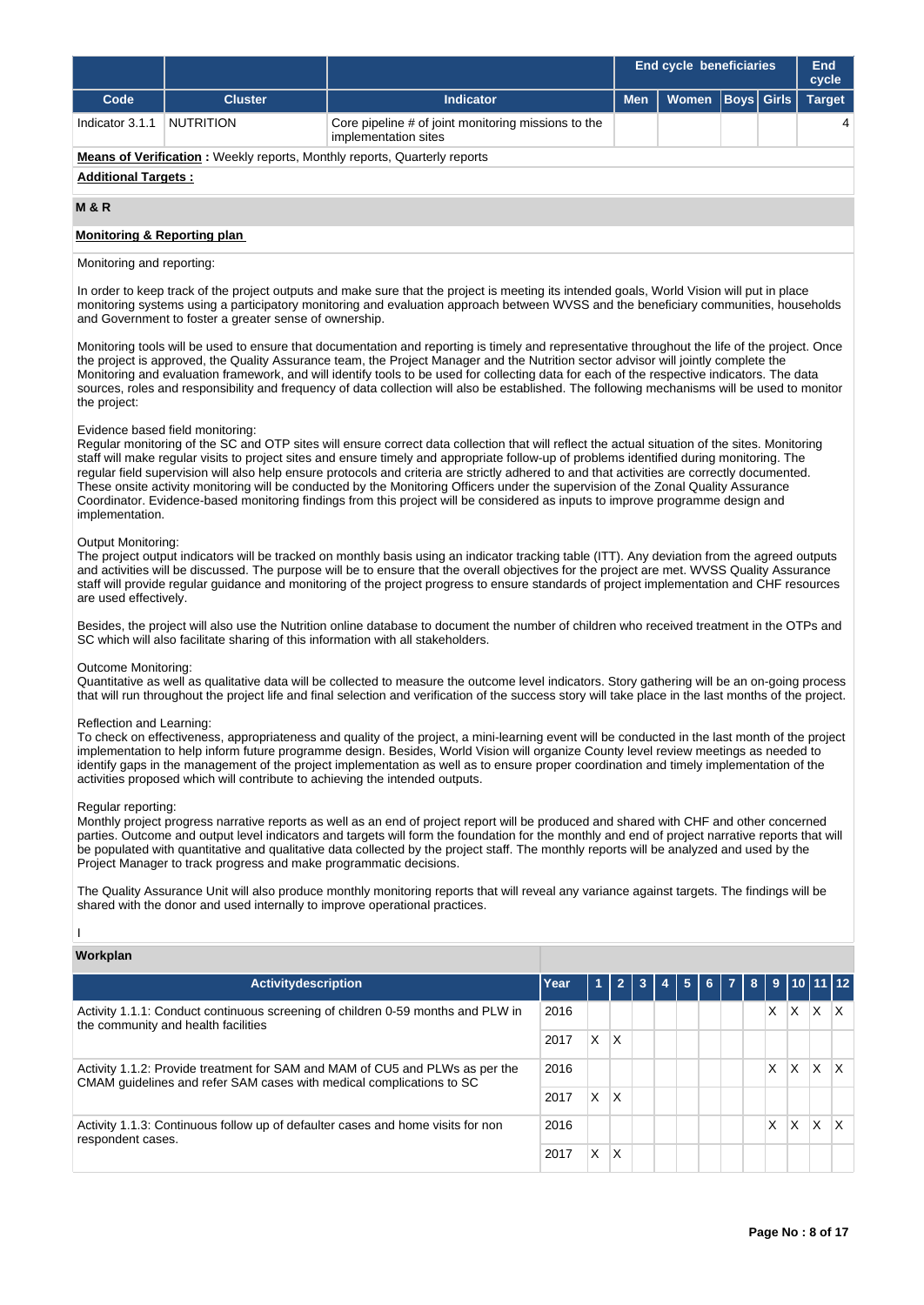| | | | End cycle beneficiaries | | | | End cycle |
|---|---|---|---|---|---|---|---|
| Code | Cluster | Indicator | Men | Women | Boys | Girls | Target |
| Indicator 3.1.1 | NUTRITION | Core pipeline # of joint monitoring missions to the implementation sites | | | | | 4 |

**Means of Verification** : Weekly reports, Monthly reports, Quarterly reports

**Additional Targets :**

## M & R

**Monitoring & Reporting plan**

Monitoring and reporting:

In order to keep track of the project outputs and make sure that the project is meeting its intended goals, World Vision will put in place monitoring systems using a participatory monitoring and evaluation approach between WVSS and the beneficiary communities, households and Government to foster a greater sense of ownership.

Monitoring tools will be used to ensure that documentation and reporting is timely and representative throughout the life of the project. Once the project is approved, the Quality Assurance team, the Project Manager and the Nutrition sector advisor will jointly complete the Monitoring and evaluation framework, and will identify tools to be used for collecting data for each of the respective indicators. The data sources, roles and responsibility and frequency of data collection will also be established. The following mechanisms will be used to monitor the project:

Evidence based field monitoring:
Regular monitoring of the SC and OTP sites will ensure correct data collection that will reflect the actual situation of the sites. Monitoring staff will make regular visits to project sites and ensure timely and appropriate follow-up of problems identified during monitoring. The regular field supervision will also help ensure protocols and criteria are strictly adhered to and that activities are correctly documented. These onsite activity monitoring will be conducted by the Monitoring Officers under the supervision of the Zonal Quality Assurance Coordinator. Evidence-based monitoring findings from this project will be considered as inputs to improve programme design and implementation.

Output Monitoring:
The project output indicators will be tracked on monthly basis using an indicator tracking table (ITT). Any deviation from the agreed outputs and activities will be discussed. The purpose will be to ensure that the overall objectives for the project are met. WVSS Quality Assurance staff will provide regular guidance and monitoring of the project progress to ensure standards of project implementation and CHF resources are used effectively.

Besides, the project will also use the Nutrition online database to document the number of children who received treatment in the OTPs and SC which will also facilitate sharing of this information with all stakeholders.

Outcome Monitoring:
Quantitative as well as qualitative data will be collected to measure the outcome level indicators. Story gathering will be an on-going process that will run throughout the project life and final selection and verification of the success story will take place in the last months of the project.

Reflection and Learning:
To check on effectiveness, appropriateness and quality of the project, a mini-learning event will be conducted in the last month of the project implementation to help inform future programme design. Besides, World Vision will organize County level review meetings as needed to identify gaps in the management of the project implementation as well as to ensure proper coordination and timely implementation of the activities proposed which will contribute to achieving the intended outputs.

Regular reporting:
Monthly project progress narrative reports as well as an end of project report will be produced and shared with CHF and other concerned parties. Outcome and output level indicators and targets will form the foundation for the monthly and end of project narrative reports that will be populated with quantitative and qualitative data collected by the project staff. The monthly reports will be analyzed and used by the Project Manager to track progress and make programmatic decisions.

The Quality Assurance Unit will also produce monthly monitoring reports that will reveal any variance against targets. The findings will be shared with the donor and used internally to improve operational practices.

l

## Workplan

| Activitydescription | Year | 1 | 2 | 3 | 4 | 5 | 6 | 7 | 8 | 9 | 10 | 11 | 12 |
|---|---|---|---|---|---|---|---|---|---|---|---|---|---|
| Activity 1.1.1: Conduct continuous screening of children 0-59 months and PLW in the community and health facilities | 2016 | | | | | | | | | X | X | X | X |
| | 2017 | X | X | | | | | | | | | | |
| Activity 1.1.2: Provide treatment for SAM and MAM of CU5 and PLWs as per the CMAM guidelines and refer SAM cases with medical complications to SC | 2016 | | | | | | | | | X | X | X | X |
| | 2017 | X | X | | | | | | | | | | |
| Activity 1.1.3: Continuous follow up of defaulter cases and home visits for non respondent cases. | 2016 | | | | | | | | | X | X | X | X |
| | 2017 | X | X | | | | | | | | | | |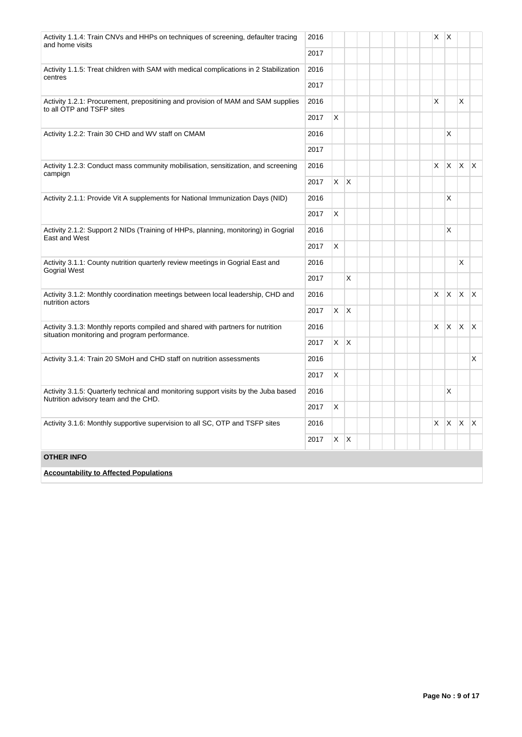| | | | | | | | | | | | | | |
|---|---|---|---|---|---|---|---|---|---|---|---|---|---|
| Activity 1.1.4: Train CNVs and HHPs on techniques of screening, defaulter tracing and home visits | 2016 | | | | | | | | | X | X | | |
| | 2017 | | | | | | | | | | | | |
| Activity 1.1.5: Treat children with SAM with medical complications in 2 Stabilization centres | 2016 | | | | | | | | | | | | |
| | 2017 | | | | | | | | | | | | |
| Activity 1.2.1: Procurement, prepositining and provision of MAM and SAM supplies to all OTP and TSFP sites | 2016 | | | | | | | | | X | | X | |
| | 2017 | X | | | | | | | | | | | |
| Activity 1.2.2: Train 30 CHD and WV staff on CMAM | 2016 | | | | | | | | | | X | | |
| | 2017 | | | | | | | | | | | | |
| Activity 1.2.3: Conduct mass community mobilisation, sensitization, and screening campign | 2016 | | | | | | | | | X | X | X | X |
| | 2017 | X | X | | | | | | | | | | |
| Activity 2.1.1: Provide Vit A supplements for National Immunization Days (NID) | 2016 | | | | | | | | | | X | | |
| | 2017 | X | | | | | | | | | | | |
| Activity 2.1.2: Support 2 NIDs (Training of HHPs, planning, monitoring) in Gogrial East and West | 2016 | | | | | | | | | | X | | |
| | 2017 | X | | | | | | | | | | | |
| Activity 3.1.1: County nutrition quarterly review meetings in Gogrial East and Gogrial West | 2016 | | | | | | | | | | | X | |
| | 2017 | | X | | | | | | | | | | |
| Activity 3.1.2: Monthly coordination meetings between local leadership, CHD and nutrition actors | 2016 | | | | | | | | | X | X | X | X |
| | 2017 | X | X | | | | | | | | | | |
| Activity 3.1.3: Monthly reports compiled and shared with partners for nutrition situation monitoring and program performance. | 2016 | | | | | | | | | X | X | X | X |
| | 2017 | X | X | | | | | | | | | | |
| Activity 3.1.4: Train 20 SMoH and CHD staff on nutrition assessments | 2016 | | | | | | | | | | | | X |
| | 2017 | X | | | | | | | | | | | |
| Activity 3.1.5: Quarterly technical and monitoring support visits by the Juba based Nutrition advisory team and the CHD. | 2016 | | | | | | | | | | X | | |
| | 2017 | X | | | | | | | | | | | |
| Activity 3.1.6: Monthly supportive supervision to all SC, OTP and TSFP sites | 2016 | | | | | | | | | X | X | X | X |
| | 2017 | X | X | | | | | | | | | | |

**OTHER INFO**

**Accountability to Affected Populations**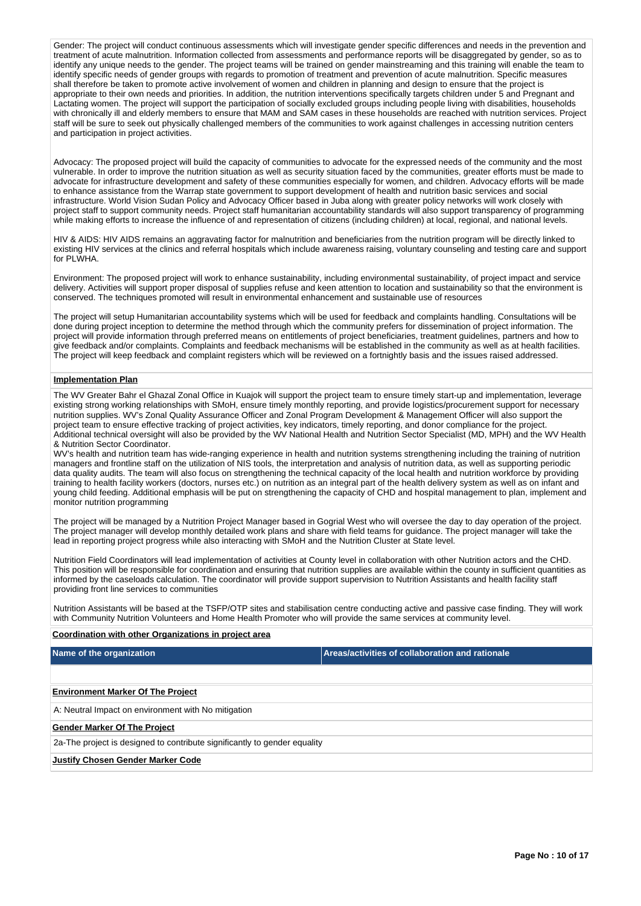Gender: The project will conduct continuous assessments which will investigate gender specific differences and needs in the prevention and treatment of acute malnutrition. Information collected from assessments and performance reports will be disaggregated by gender, so as to identify any unique needs to the gender. The project teams will be trained on gender mainstreaming and this training will enable the team to identify specific needs of gender groups with regards to promotion of treatment and prevention of acute malnutrition. Specific measures shall therefore be taken to promote active involvement of women and children in planning and design to ensure that the project is appropriate to their own needs and priorities. In addition, the nutrition interventions specifically targets children under 5 and Pregnant and Lactating women. The project will support the participation of socially excluded groups including people living with disabilities, households with chronically ill and elderly members to ensure that MAM and SAM cases in these households are reached with nutrition services. Project staff will be sure to seek out physically challenged members of the communities to work against challenges in accessing nutrition centers and participation in project activities.

Advocacy: The proposed project will build the capacity of communities to advocate for the expressed needs of the community and the most vulnerable. In order to improve the nutrition situation as well as security situation faced by the communities, greater efforts must be made to advocate for infrastructure development and safety of these communities especially for women, and children. Advocacy efforts will be made to enhance assistance from the Warrap state government to support development of health and nutrition basic services and social infrastructure. World Vision Sudan Policy and Advocacy Officer based in Juba along with greater policy networks will work closely with project staff to support community needs. Project staff humanitarian accountability standards will also support transparency of programming while making efforts to increase the influence of and representation of citizens (including children) at local, regional, and national levels.

HIV & AIDS: HIV AIDS remains an aggravating factor for malnutrition and beneficiaries from the nutrition program will be directly linked to existing HIV services at the clinics and referral hospitals which include awareness raising, voluntary counseling and testing care and support for PLWHA.

Environment: The proposed project will work to enhance sustainability, including environmental sustainability, of project impact and service delivery. Activities will support proper disposal of supplies refuse and keen attention to location and sustainability so that the environment is conserved. The techniques promoted will result in environmental enhancement and sustainable use of resources

The project will setup Humanitarian accountability systems which will be used for feedback and complaints handling. Consultations will be done during project inception to determine the method through which the community prefers for dissemination of project information. The project will provide information through preferred means on entitlements of project beneficiaries, treatment guidelines, partners and how to give feedback and/or complaints. Complaints and feedback mechanisms will be established in the community as well as at health facilities. The project will keep feedback and complaint registers which will be reviewed on a fortnightly basis and the issues raised addressed.

**Implementation Plan**

The WV Greater Bahr el Ghazal Zonal Office in Kuajok will support the project team to ensure timely start-up and implementation, leverage existing strong working relationships with SMoH, ensure timely monthly reporting, and provide logistics/procurement support for necessary nutrition supplies. WV's Zonal Quality Assurance Officer and Zonal Program Development & Management Officer will also support the project team to ensure effective tracking of project activities, key indicators, timely reporting, and donor compliance for the project. Additional technical oversight will also be provided by the WV National Health and Nutrition Sector Specialist (MD, MPH) and the WV Health & Nutrition Sector Coordinator.
WV's health and nutrition team has wide-ranging experience in health and nutrition systems strengthening including the training of nutrition managers and frontline staff on the utilization of NIS tools, the interpretation and analysis of nutrition data, as well as supporting periodic data quality audits. The team will also focus on strengthening the technical capacity of the local health and nutrition workforce by providing training to health facility workers (doctors, nurses etc.) on nutrition as an integral part of the health delivery system as well as on infant and young child feeding. Additional emphasis will be put on strengthening the capacity of CHD and hospital management to plan, implement and monitor nutrition programming

The project will be managed by a Nutrition Project Manager based in Gogrial West who will oversee the day to day operation of the project. The project manager will develop monthly detailed work plans and share with field teams for guidance. The project manager will take the lead in reporting project progress while also interacting with SMoH and the Nutrition Cluster at State level.

Nutrition Field Coordinators will lead implementation of activities at County level in collaboration with other Nutrition actors and the CHD. This position will be responsible for coordination and ensuring that nutrition supplies are available within the county in sufficient quantities as informed by the caseloads calculation. The coordinator will provide support supervision to Nutrition Assistants and health facility staff providing front line services to communities

Nutrition Assistants will be based at the TSFP/OTP sites and stabilisation centre conducting active and passive case finding. They will work with Community Nutrition Volunteers and Home Health Promoter who will provide the same services at community level.

**Coordination with other Organizations in project area**

| Name of the organization | Areas/activities of collaboration and rationale |
| --- | --- |
| | |

**Environment Marker Of The Project**

A: Neutral Impact on environment with No mitigation

**Gender Marker Of The Project**

2a-The project is designed to contribute significantly to gender equality

**Justify Chosen Gender Marker Code**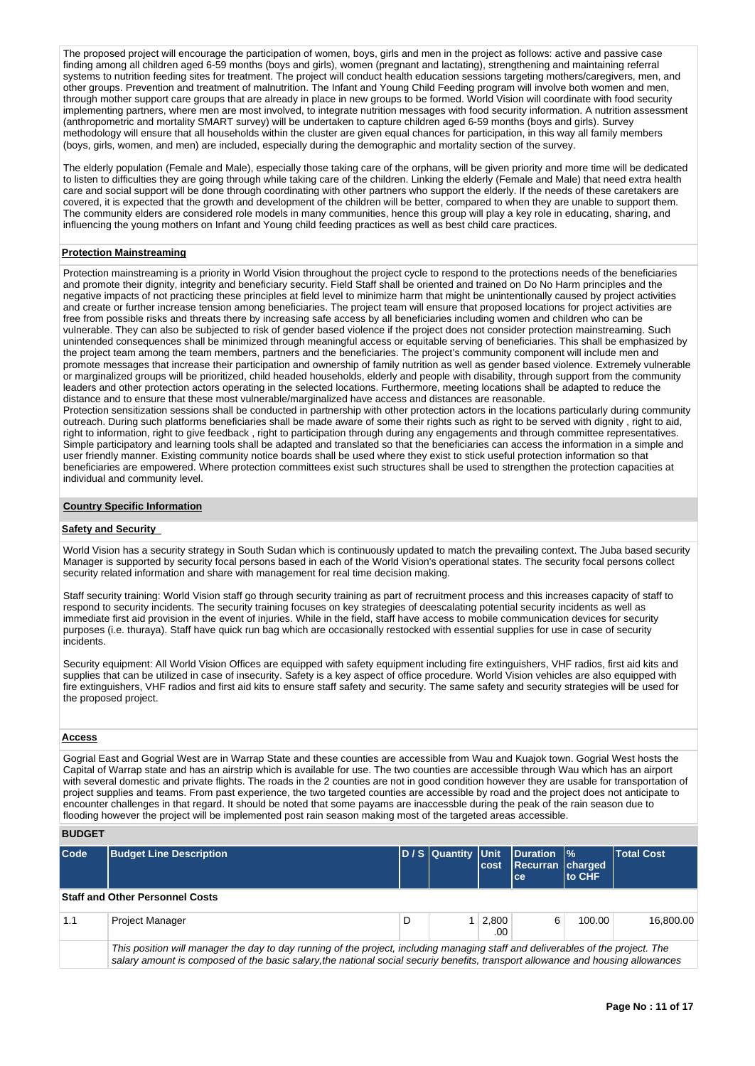The proposed project will encourage the participation of women, boys, girls and men in the project as follows: active and passive case finding among all children aged 6-59 months (boys and girls), women (pregnant and lactating), strengthening and maintaining referral systems to nutrition feeding sites for treatment. The project will conduct health education sessions targeting mothers/caregivers, men, and other groups. Prevention and treatment of malnutrition. The Infant and Young Child Feeding program will involve both women and men, through mother support care groups that are already in place in new groups to be formed. World Vision will coordinate with food security implementing partners, where men are most involved, to integrate nutrition messages with food security information. A nutrition assessment (anthropometric and mortality SMART survey) will be undertaken to capture children aged 6-59 months (boys and girls). Survey methodology will ensure that all households within the cluster are given equal chances for participation, in this way all family members (boys, girls, women, and men) are included, especially during the demographic and mortality section of the survey.

The elderly population (Female and Male), especially those taking care of the orphans, will be given priority and more time will be dedicated to listen to difficulties they are going through while taking care of the children. Linking the elderly (Female and Male) that need extra health care and social support will be done through coordinating with other partners who support the elderly. If the needs of these caretakers are covered, it is expected that the growth and development of the children will be better, compared to when they are unable to support them. The community elders are considered role models in many communities, hence this group will play a key role in educating, sharing, and influencing the young mothers on Infant and Young child feeding practices as well as best child care practices.

**Protection Mainstreaming**

Protection mainstreaming is a priority in World Vision throughout the project cycle to respond to the protections needs of the beneficiaries and promote their dignity, integrity and beneficiary security. Field Staff shall be oriented and trained on Do No Harm principles and the negative impacts of not practicing these principles at field level to minimize harm that might be unintentionally caused by project activities and create or further increase tension among beneficiaries. The project team will ensure that proposed locations for project activities are free from possible risks and threats there by increasing safe access by all beneficiaries including women and children who can be vulnerable. They can also be subjected to risk of gender based violence if the project does not consider protection mainstreaming. Such unintended consequences shall be minimized through meaningful access or equitable serving of beneficiaries. This shall be emphasized by the project team among the team members, partners and the beneficiaries. The project's community component will include men and promote messages that increase their participation and ownership of family nutrition as well as gender based violence. Extremely vulnerable or marginalized groups will be prioritized, child headed households, elderly and people with disability, through support from the community leaders and other protection actors operating in the selected locations. Furthermore, meeting locations shall be adapted to reduce the distance and to ensure that these most vulnerable/marginalized have access and distances are reasonable.
Protection sensitization sessions shall be conducted in partnership with other protection actors in the locations particularly during community outreach. During such platforms beneficiaries shall be made aware of some their rights such as right to be served with dignity , right to aid, right to information, right to give feedback , right to participation through during any engagements and through committee representatives. Simple participatory and learning tools shall be adapted and translated so that the beneficiaries can access the information in a simple and user friendly manner. Existing community notice boards shall be used where they exist to stick useful protection information so that beneficiaries are empowered. Where protection committees exist such structures shall be used to strengthen the protection capacities at individual and community level.

**Country Specific Information**

**Safety and Security**

World Vision has a security strategy in South Sudan which is continuously updated to match the prevailing context. The Juba based security Manager is supported by security focal persons based in each of the World Vision's operational states. The security focal persons collect security related information and share with management for real time decision making.

Staff security training: World Vision staff go through security training as part of recruitment process and this increases capacity of staff to respond to security incidents. The security training focuses on key strategies of deescalating potential security incidents as well as immediate first aid provision in the event of injuries. While in the field, staff have access to mobile communication devices for security purposes (i.e. thuraya). Staff have quick run bag which are occasionally restocked with essential supplies for use in case of security incidents.

Security equipment: All World Vision Offices are equipped with safety equipment including fire extinguishers, VHF radios, first aid kits and supplies that can be utilized in case of insecurity. Safety is a key aspect of office procedure. World Vision vehicles are also equipped with fire extinguishers, VHF radios and first aid kits to ensure staff safety and security. The same safety and security strategies will be used for the proposed project.

**Access**

Gogrial East and Gogrial West are in Warrap State and these counties are accessible from Wau and Kuajok town. Gogrial West hosts the Capital of Warrap state and has an airstrip which is available for use. The two counties are accessible through Wau which has an airport with several domestic and private flights. The roads in the 2 counties are not in good condition however they are usable for transportation of project supplies and teams. From past experience, the two targeted counties are accessible by road and the project does not anticipate to encounter challenges in that regard. It should be noted that some payams are inaccessble during the peak of the rain season due to flooding however the project will be implemented post rain season making most of the targeted areas accessible.

**BUDGET**

| Code | Budget Line Description | D / S | Quantity | Unit cost | Duration Recurrance | % charged to CHF | Total Cost |
|---|---|---|---|---|---|---|---|
| **Staff and Other Personnel Costs** | | | | | | | |
| 1.1 | Project Manager | D | 1 | 2,800.00 | 6 | 100.00 | 16,800.00 |
| | *This position will manager the day to day running of the project, including managing staff and deliverables of the project. The salary amount is composed of the basic salary,the national social securiy benefits, transport allowance and housing allowances* | | | | | | |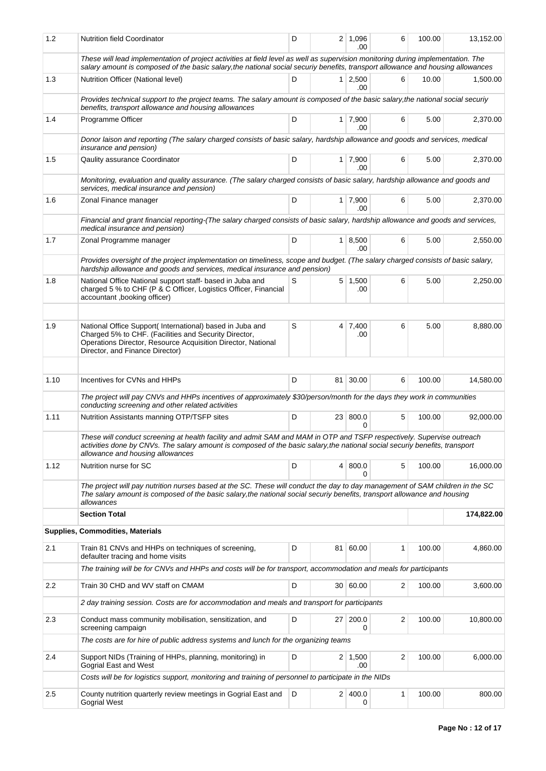| 1.2 | Nutrition field Coordinator | D | 2 | 1,096.00 | 6 | 100.00 | 13,152.00 |
|---|---|---|---|---|---|---|---|
| | *These will lead implementation of project activities at field level as well as supervision monitoring during implementation. The salary amount is composed of the basic salary,the national social securiy benefits, transport allowance and housing allowances* | | | | | | |
| 1.3 | Nutrition Officer (National level) | D | 1 | 2,500.00 | 6 | 10.00 | 1,500.00 |
| | *Provides technical support to the project teams. The salary amount is composed of the basic salary,the national social securiy benefits, transport allowance and housing allowances* | | | | | | |
| 1.4 | Programme Officer | D | 1 | 7,900.00 | 6 | 5.00 | 2,370.00 |
| | *Donor laison and reporting (The salary charged consists of basic salary, hardship allowance and goods and services, medical insurance and pension)* | | | | | | |
| 1.5 | Qaulity assurance Coordinator | D | 1 | 7,900.00 | 6 | 5.00 | 2,370.00 |
| | *Monitoring, evaluation and quality assurance. (The salary charged consists of basic salary, hardship allowance and goods and services, medical insurance and pension)* | | | | | | |
| 1.6 | Zonal Finance manager | D | 1 | 7,900.00 | 6 | 5.00 | 2,370.00 |
| | *Financial and grant financial reporting-(The salary charged consists of basic salary, hardship allowance and goods and services, medical insurance and pension)* | | | | | | |
| 1.7 | Zonal Programme manager | D | 1 | 8,500.00 | 6 | 5.00 | 2,550.00 |
| | *Provides oversight of the project implementation on timeliness, scope and budget. (The salary charged consists of basic salary, hardship allowance and goods and services, medical insurance and pension)* | | | | | | |
| 1.8 | National Office National support staff- based in Juba and charged 5 % to CHF (P & C Officer, Logistics Officer, Financial accountant ,booking officer) | S | 5 | 1,500.00 | 6 | 5.00 | 2,250.00 |
| | | | | | | | |
| 1.9 | National Office Support( International) based in Juba and Charged 5% to CHF. (Facilities and Security Director, Operations Director, Resource Acquisition Director, National Director, and Finance Director) | S | 4 | 7,400.00 | 6 | 5.00 | 8,880.00 |
| | | | | | | | |
| 1.10 | Incentives for CVNs and HHPs | D | 81 | 30.00 | 6 | 100.00 | 14,580.00 |
| | *The project will pay CNVs and HHPs incentives of approximately $30/person/month for the days they work in communities conducting screening and other related activities* | | | | | | |
| 1.11 | Nutrition Assistants manning OTP/TSFP sites | D | 23 | 800.00 | 5 | 100.00 | 92,000.00 |
| | *These will conduct screening at health facility and admit SAM and MAM in OTP and TSFP respectively. Supervise outreach activities done by CNVs. The salary amount is composed of the basic salary,the national social securiy benefits, transport allowance and housing allowances* | | | | | | |
| 1.12 | Nutrition nurse for SC | D | 4 | 800.00 | 5 | 100.00 | 16,000.00 |
| | *The project will pay nutrition nurses based at the SC. These will conduct the day to day management of SAM children in the SC The salary amount is composed of the basic salary,the national social securiy benefits, transport allowance and housing allowances* | | | | | | |
| | **Section Total** | | | | | | **174,822.00** |
| **Supplies, Commodities, Materials** | | | | | | | |
| 2.1 | Train 81 CNVs and HHPs on techniques of screening, defaulter tracing and home visits | D | 81 | 60.00 | 1 | 100.00 | 4,860.00 |
| | *The training will be for CNVs and HHPs and costs will be for transport, accommodation and meals for participants* | | | | | | |
| 2.2 | Train 30 CHD and WV staff on CMAM | D | 30 | 60.00 | 2 | 100.00 | 3,600.00 |
| | *2 day training session. Costs are for accommodation and meals and transport for participants* | | | | | | |
| 2.3 | Conduct mass community mobilisation, sensitization, and screening campaign | D | 27 | 200.00 | 2 | 100.00 | 10,800.00 |
| | *The costs are for hire of public address systems and lunch for the organizing teams* | | | | | | |
| 2.4 | Support NIDs (Training of HHPs, planning, monitoring) in Gogrial East and West | D | 2 | 1,500.00 | 2 | 100.00 | 6,000.00 |
| | *Costs will be for logistics support, monitoring and training of personnel to participate in the NIDs* | | | | | | |
| 2.5 | County nutrition quarterly review meetings in Gogrial East and Gogrial West | D | 2 | 400.00 | 1 | 100.00 | 800.00 |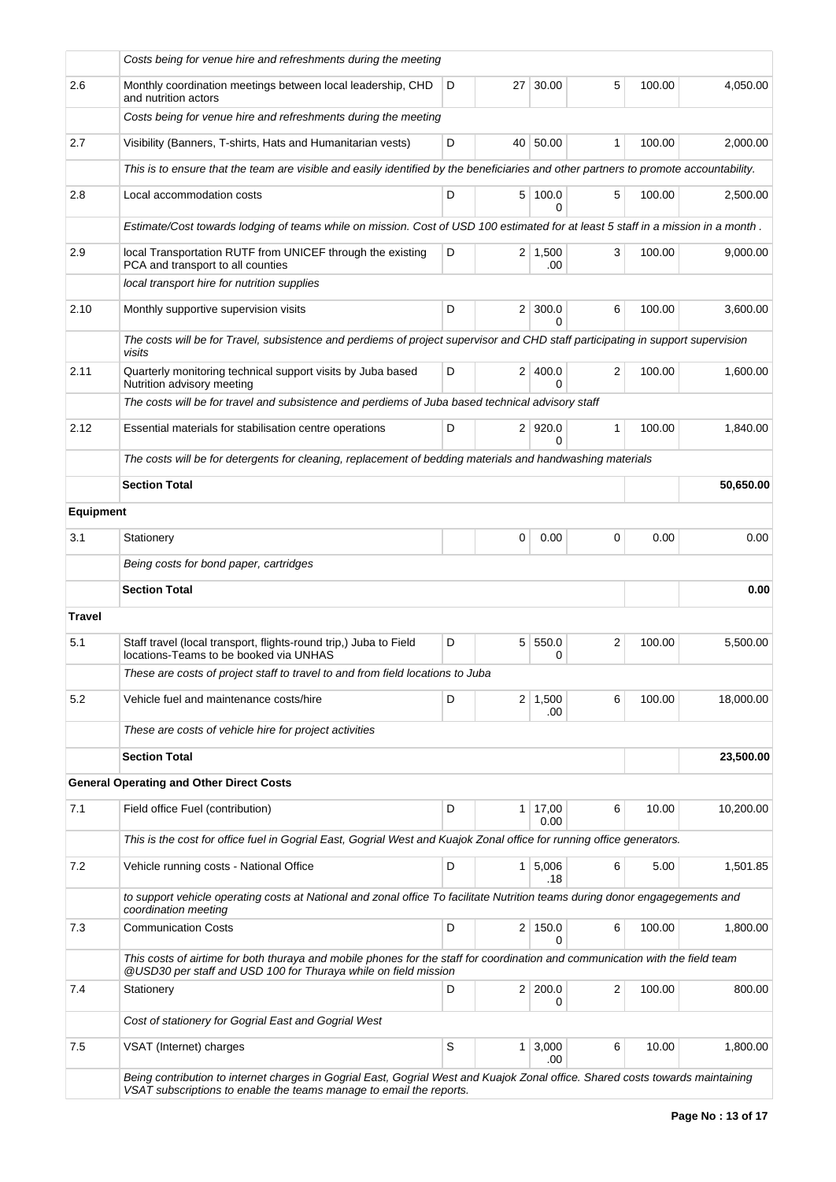| | | | | | | | |
|---|---|---|---|---|---|---|---|
| | *Costs being for venue hire and refreshments during the meeting* | | | | | | |
| 2.6 | Monthly coordination meetings between local leadership, CHD and nutrition actors | D | 27 | 30.00 | 5 | 100.00 | 4,050.00 |
| | *Costs being for venue hire and refreshments during the meeting* | | | | | | |
| 2.7 | Visibility (Banners, T-shirts, Hats and Humanitarian vests) | D | 40 | 50.00 | 1 | 100.00 | 2,000.00 |
| | *This is to ensure that the team are visible and easily identified by the beneficiaries and other partners to promote accountability.* | | | | | | |
| 2.8 | Local accommodation costs | D | 5 | 100.00 | 5 | 100.00 | 2,500.00 |
| | *Estimate/Cost towards lodging of teams while on mission. Cost of USD 100 estimated for at least 5 staff in a mission in a month .* | | | | | | |
| 2.9 | local Transportation RUTF from UNICEF through the existing PCA and transport to all counties | D | 2 | 1,500.00 | 3 | 100.00 | 9,000.00 |
| | *local transport hire for nutrition supplies* | | | | | | |
| 2.10 | Monthly supportive supervision visits | D | 2 | 300.00 | 6 | 100.00 | 3,600.00 |
| | *The costs will be for Travel, subsistence and perdiems of project supervisor and CHD staff participating in support supervision visits* | | | | | | |
| 2.11 | Quarterly monitoring technical support visits by Juba based Nutrition advisory meeting | D | 2 | 400.00 | 2 | 100.00 | 1,600.00 |
| | *The costs will be for travel and subsistence and perdiems of Juba based technical advisory staff* | | | | | | |
| 2.12 | Essential materials for stabilisation centre operations | D | 2 | 920.00 | 1 | 100.00 | 1,840.00 |
| | *The costs will be for detergents for cleaning, replacement of bedding materials and handwashing materials* | | | | | | |
| | **Section Total** | | | | | | **50,650.00** |
| **Equipment** | | | | | | | |
| 3.1 | Stationery | | 0 | 0.00 | 0 | 0.00 | 0.00 |
| | *Being costs for bond paper, cartridges* | | | | | | |
| | **Section Total** | | | | | | **0.00** |
| **Travel** | | | | | | | |
| 5.1 | Staff travel (local transport, flights-round trip,) Juba to Field locations-Teams to be booked via UNHAS | D | 5 | 550.00 | 2 | 100.00 | 5,500.00 |
| | *These are costs of project staff to travel to and from field locations to Juba* | | | | | | |
| 5.2 | Vehicle fuel and maintenance costs/hire | D | 2 | 1,500.00 | 6 | 100.00 | 18,000.00 |
| | *These are costs of vehicle hire for project activities* | | | | | | |
| | **Section Total** | | | | | | **23,500.00** |
| | **General Operating and Other Direct Costs** | | | | | | |
| 7.1 | Field office Fuel (contribution) | D | 1 | 17,000.00 | 6 | 10.00 | 10,200.00 |
| | *This is the cost for office fuel in Gogrial East, Gogrial West and Kuajok Zonal office for running office generators.* | | | | | | |
| 7.2 | Vehicle running costs - National Office | D | 1 | 5,006.18 | 6 | 5.00 | 1,501.85 |
| | *to support vehicle operating costs at National and zonal office To facilitate Nutrition teams during donor engagegements and coordination meeting* | | | | | | |
| 7.3 | Communication Costs | D | 2 | 150.00 | 6 | 100.00 | 1,800.00 |
| | *This costs of airtime for both thuraya and mobile phones for the staff for coordination and communication with the field team @USD30 per staff and USD 100 for Thuraya while on field mission* | | | | | | |
| 7.4 | Stationery | D | 2 | 200.00 | 2 | 100.00 | 800.00 |
| | *Cost of stationery for Gogrial East and Gogrial West* | | | | | | |
| 7.5 | VSAT (Internet) charges | S | 1 | 3,000.00 | 6 | 10.00 | 1,800.00 |
| | *Being contribution to internet charges in Gogrial East, Gogrial West and Kuajok Zonal office. Shared costs towards maintaining VSAT subscriptions to enable the teams manage to email the reports.* | | | | | | |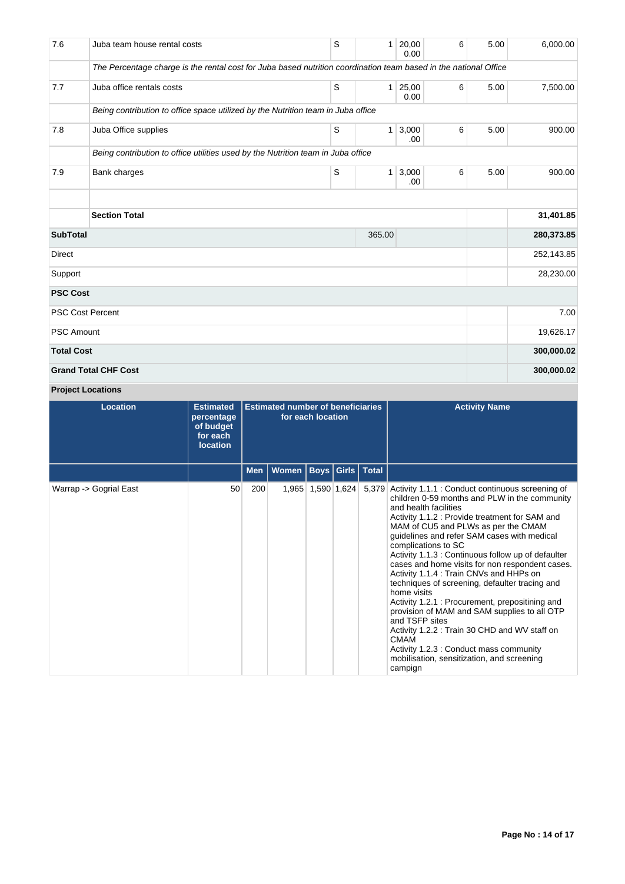| | | | | | | | |
|---|---|---|---|---|---|---|---|
| 7.6 | Juba team house rental costs | S | 1 | 20,000.00 | 6 | 5.00 | 6,000.00 |
| | *The Percentage charge is the rental cost for Juba based nutrition coordination team based in the national Office* | | | | | | |
| 7.7 | Juba office rentals costs | S | 1 | 25,000.00 | 6 | 5.00 | 7,500.00 |
| | *Being contribution to office space utilized by the Nutrition team in Juba office* | | | | | | |
| 7.8 | Juba Office supplies | S | 1 | 3,000.00 | 6 | 5.00 | 900.00 |
| | *Being contribution to office utilities used by the Nutrition team in Juba office* | | | | | | |
| 7.9 | Bank charges | S | 1 | 3,000.00 | 6 | 5.00 | 900.00 |
| | | | | | | | |
| | **Section Total** | | | | | | **31,401.85** |
| **SubTotal** | | | 365.00 | | | | **280,373.85** |
| Direct | | | | | | | 252,143.85 |
| Support | | | | | | | 28,230.00 |
| **PSC Cost** | | | | | | | |
| PSC Cost Percent | | | | | | | 7.00 |
| PSC Amount | | | | | | | 19,626.17 |
| **Total Cost** | | | | | | | **300,000.02** |
| **Grand Total CHF Cost** | | | | | | | **300,000.02** |

**Project Locations**

| Location | Estimated percentage of budget for each location | Estimated number of beneficiaries for each location | | | | | Activity Name |
|---|---|---|---|---|---|---|---|
| | | Men | Women | Boys | Girls | Total | |
| Warrap -> Gogrial East | 50 | 200 | 1,965 | 1,590 | 1,624 | 5,379 | Activity 1.1.1 : Conduct continuous screening of children 0-59 months and PLW in the community and health facilities<br>Activity 1.1.2 : Provide treatment for SAM and MAM of CU5 and PLWs as per the CMAM guidelines and refer SAM cases with medical complications to SC<br>Activity 1.1.3 : Continuous follow up of defaulter cases and home visits for non respondent cases.<br>Activity 1.1.4 : Train CNVs and HHPs on techniques of screening, defaulter tracing and home visits<br>Activity 1.2.1 : Procurement, prepositining and provision of MAM and SAM supplies to all OTP and TSFP sites<br>Activity 1.2.2 : Train 30 CHD and WV staff on CMAM<br>Activity 1.2.3 : Conduct mass community mobilisation, sensitization, and screening campign |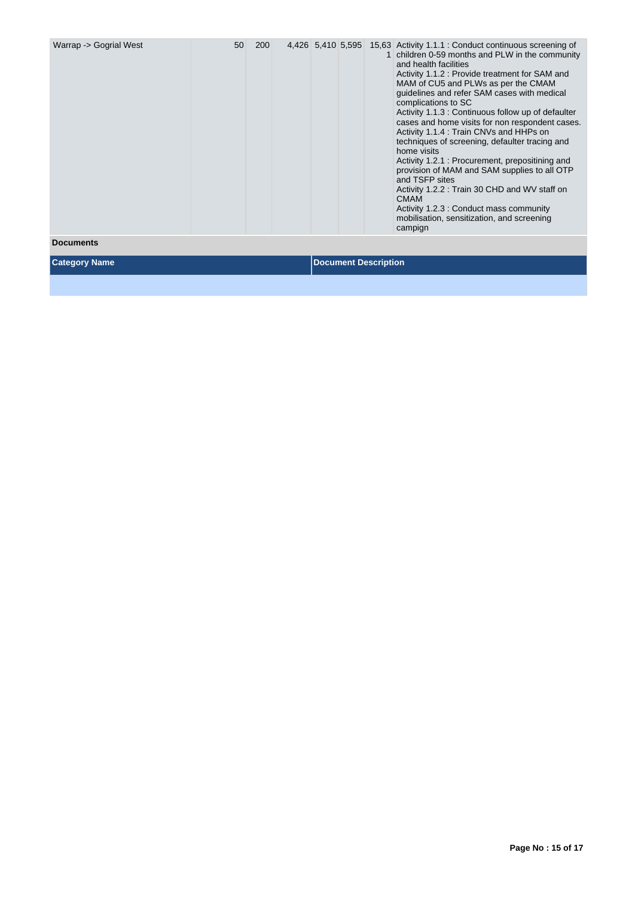| | | | | | | | |
|---|---|---|---|---|---|---|---|
| Warrap -> Gogrial West | 50 | 200 | 4,426 | 5,410 | 5,595 | 15,631 | Activity 1.1.1 : Conduct continuous screening of children 0-59 months and PLW in the community and health facilities<br>Activity 1.1.2 : Provide treatment for SAM and MAM of CU5 and PLWs as per the CMAM guidelines and refer SAM cases with medical complications to SC<br>Activity 1.1.3 : Continuous follow up of defaulter cases and home visits for non respondent cases.<br>Activity 1.1.4 : Train CNVs and HHPs on techniques of screening, defaulter tracing and home visits<br>Activity 1.2.1 : Procurement, prepositining and provision of MAM and SAM supplies to all OTP and TSFP sites<br>Activity 1.2.2 : Train 30 CHD and WV staff on CMAM<br>Activity 1.2.3 : Conduct mass community mobilisation, sensitization, and screening campign |

**Documents**

| Category Name | Document Description |
|---|---|
| | |